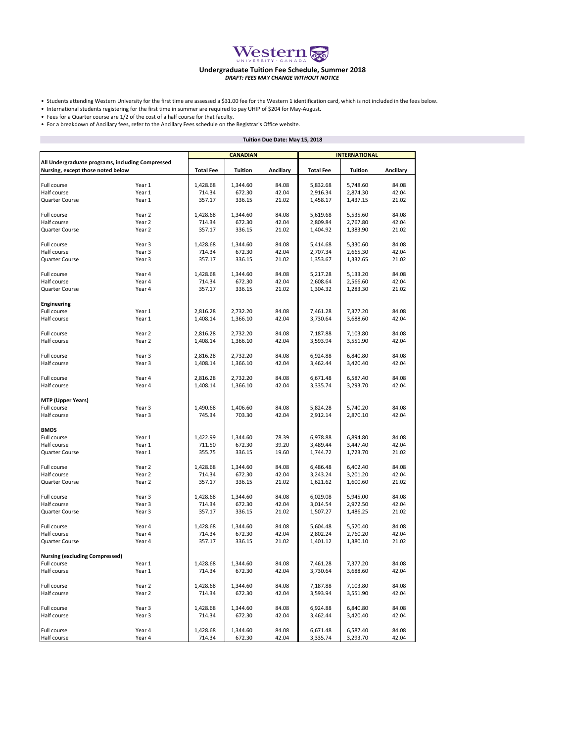# Western University · Canada

## Undergraduate Tuition Fee Schedule, Summer 2018

***DRAFT: FEES MAY CHANGE WITHOUT NOTICE***

- Students attending Western University for the first time are assessed a $31.00 fee for the Western 1 identification card, which is not included in the fees below.
- International students registering for the first time in summer are required to pay UHIP of $204 for May-August.
- Fees for a Quarter course are 1/2 of the cost of a half course for that faculty.
- For a breakdown of Ancillary fees, refer to the Ancillary Fees schedule on the Registrar's Office website.

**Tuition Due Date: May 15, 2018**

| | | CANADIAN | | | INTERNATIONAL | | |
|---|---|---|---|---|---|---|---|
| **All Undergraduate programs, including Compressed Nursing, except those noted below** | | **Total Fee** | **Tuition** | **Ancillary** | **Total Fee** | **Tuition** | **Ancillary** |
| Full course | Year 1 | 1,428.68 | 1,344.60 | 84.08 | 5,832.68 | 5,748.60 | 84.08 |
| Half course | Year 1 | 714.34 | 672.30 | 42.04 | 2,916.34 | 2,874.30 | 42.04 |
| Quarter Course | Year 1 | 357.17 | 336.15 | 21.02 | 1,458.17 | 1,437.15 | 21.02 |
| Full course | Year 2 | 1,428.68 | 1,344.60 | 84.08 | 5,619.68 | 5,535.60 | 84.08 |
| Half course | Year 2 | 714.34 | 672.30 | 42.04 | 2,809.84 | 2,767.80 | 42.04 |
| Quarter Course | Year 2 | 357.17 | 336.15 | 21.02 | 1,404.92 | 1,383.90 | 21.02 |
| Full course | Year 3 | 1,428.68 | 1,344.60 | 84.08 | 5,414.68 | 5,330.60 | 84.08 |
| Half course | Year 3 | 714.34 | 672.30 | 42.04 | 2,707.34 | 2,665.30 | 42.04 |
| Quarter Course | Year 3 | 357.17 | 336.15 | 21.02 | 1,353.67 | 1,332.65 | 21.02 |
| Full course | Year 4 | 1,428.68 | 1,344.60 | 84.08 | 5,217.28 | 5,133.20 | 84.08 |
| Half course | Year 4 | 714.34 | 672.30 | 42.04 | 2,608.64 | 2,566.60 | 42.04 |
| Quarter Course | Year 4 | 357.17 | 336.15 | 21.02 | 1,304.32 | 1,283.30 | 21.02 |
| **Engineering** | | | | | | | |
| Full course | Year 1 | 2,816.28 | 2,732.20 | 84.08 | 7,461.28 | 7,377.20 | 84.08 |
| Half course | Year 1 | 1,408.14 | 1,366.10 | 42.04 | 3,730.64 | 3,688.60 | 42.04 |
| Full course | Year 2 | 2,816.28 | 2,732.20 | 84.08 | 7,187.88 | 7,103.80 | 84.08 |
| Half course | Year 2 | 1,408.14 | 1,366.10 | 42.04 | 3,593.94 | 3,551.90 | 42.04 |
| Full course | Year 3 | 2,816.28 | 2,732.20 | 84.08 | 6,924.88 | 6,840.80 | 84.08 |
| Half course | Year 3 | 1,408.14 | 1,366.10 | 42.04 | 3,462.44 | 3,420.40 | 42.04 |
| Full course | Year 4 | 2,816.28 | 2,732.20 | 84.08 | 6,671.48 | 6,587.40 | 84.08 |
| Half course | Year 4 | 1,408.14 | 1,366.10 | 42.04 | 3,335.74 | 3,293.70 | 42.04 |
| **MTP (Upper Years)** | | | | | | | |
| Full course | Year 3 | 1,490.68 | 1,406.60 | 84.08 | 5,824.28 | 5,740.20 | 84.08 |
| Half course | Year 3 | 745.34 | 703.30 | 42.04 | 2,912.14 | 2,870.10 | 42.04 |
| **BMOS** | | | | | | | |
| Full course | Year 1 | 1,422.99 | 1,344.60 | 78.39 | 6,978.88 | 6,894.80 | 84.08 |
| Half course | Year 1 | 711.50 | 672.30 | 39.20 | 3,489.44 | 3,447.40 | 42.04 |
| Quarter Course | Year 1 | 355.75 | 336.15 | 19.60 | 1,744.72 | 1,723.70 | 21.02 |
| Full course | Year 2 | 1,428.68 | 1,344.60 | 84.08 | 6,486.48 | 6,402.40 | 84.08 |
| Half course | Year 2 | 714.34 | 672.30 | 42.04 | 3,243.24 | 3,201.20 | 42.04 |
| Quarter Course | Year 2 | 357.17 | 336.15 | 21.02 | 1,621.62 | 1,600.60 | 21.02 |
| Full course | Year 3 | 1,428.68 | 1,344.60 | 84.08 | 6,029.08 | 5,945.00 | 84.08 |
| Half course | Year 3 | 714.34 | 672.30 | 42.04 | 3,014.54 | 2,972.50 | 42.04 |
| Quarter Course | Year 3 | 357.17 | 336.15 | 21.02 | 1,507.27 | 1,486.25 | 21.02 |
| Full course | Year 4 | 1,428.68 | 1,344.60 | 84.08 | 5,604.48 | 5,520.40 | 84.08 |
| Half course | Year 4 | 714.34 | 672.30 | 42.04 | 2,802.24 | 2,760.20 | 42.04 |
| Quarter Course | Year 4 | 357.17 | 336.15 | 21.02 | 1,401.12 | 1,380.10 | 21.02 |
| **Nursing (excluding Compressed)** | | | | | | | |
| Full course | Year 1 | 1,428.68 | 1,344.60 | 84.08 | 7,461.28 | 7,377.20 | 84.08 |
| Half course | Year 1 | 714.34 | 672.30 | 42.04 | 3,730.64 | 3,688.60 | 42.04 |
| Full course | Year 2 | 1,428.68 | 1,344.60 | 84.08 | 7,187.88 | 7,103.80 | 84.08 |
| Half course | Year 2 | 714.34 | 672.30 | 42.04 | 3,593.94 | 3,551.90 | 42.04 |
| Full course | Year 3 | 1,428.68 | 1,344.60 | 84.08 | 6,924.88 | 6,840.80 | 84.08 |
| Half course | Year 3 | 714.34 | 672.30 | 42.04 | 3,462.44 | 3,420.40 | 42.04 |
| Full course | Year 4 | 1,428.68 | 1,344.60 | 84.08 | 6,671.48 | 6,587.40 | 84.08 |
| Half course | Year 4 | 714.34 | 672.30 | 42.04 | 3,335.74 | 3,293.70 | 42.04 |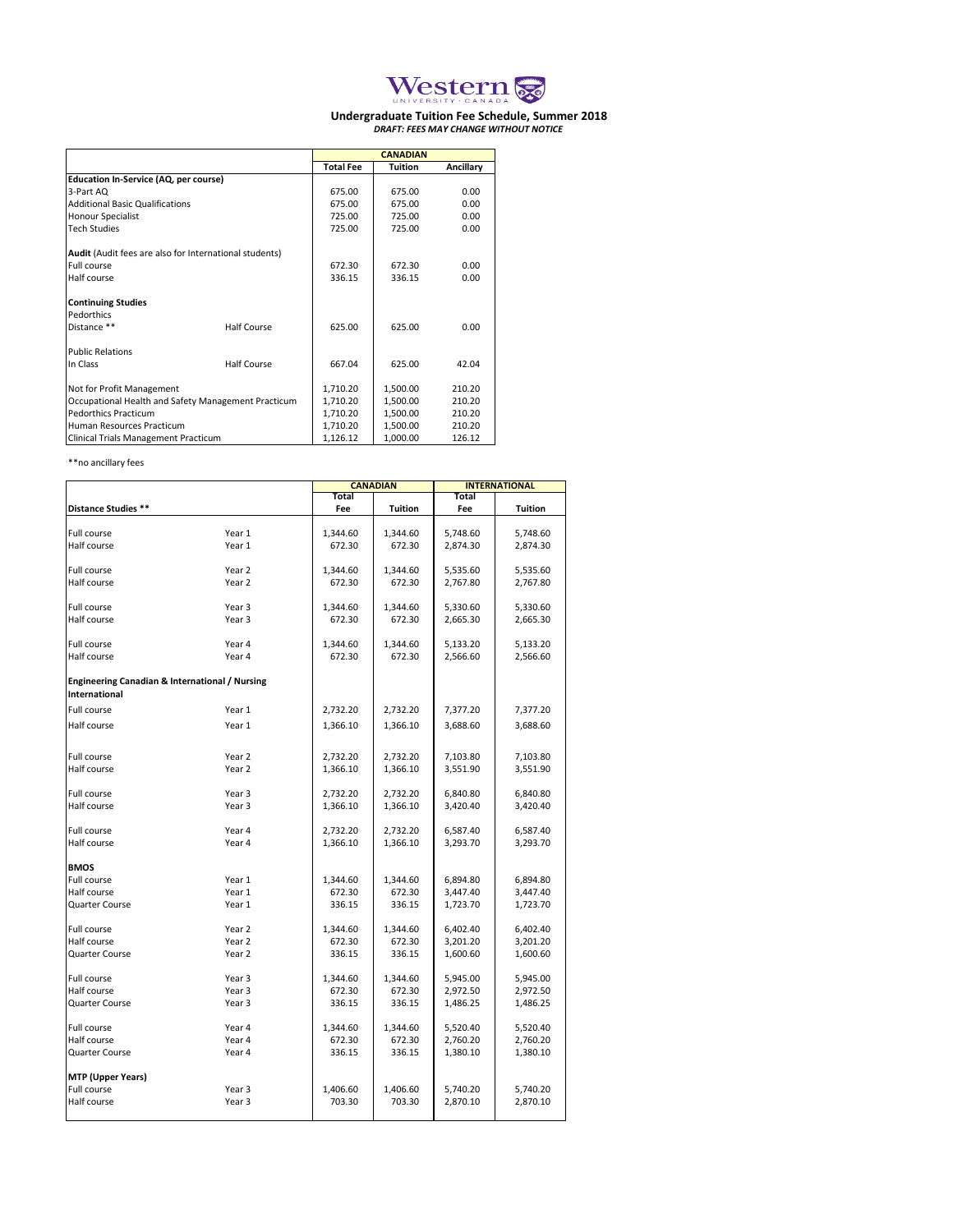Western UNIVERSITY · CANADA

## Undergraduate Tuition Fee Schedule, Summer 2018

***DRAFT: FEES MAY CHANGE WITHOUT NOTICE***

| | | CANADIAN | | |
|---|---|---|---|---|
| | | **Total Fee** | **Tuition** | **Ancillary** |
| **Education In-Service (AQ, per course)** | | | | |
| 3-Part AQ | | 675.00 | 675.00 | 0.00 |
| Additional Basic Qualifications | | 675.00 | 675.00 | 0.00 |
| Honour Specialist | | 725.00 | 725.00 | 0.00 |
| Tech Studies | | 725.00 | 725.00 | 0.00 |
| **Audit** (Audit fees are also for International students) | | | | |
| Full course | | 672.30 | 672.30 | 0.00 |
| Half course | | 336.15 | 336.15 | 0.00 |
| **Continuing Studies** | | | | |
| Pedorthics | | | | |
| Distance ** | Half Course | 625.00 | 625.00 | 0.00 |
| Public Relations | | | | |
| In Class | Half Course | 667.04 | 625.00 | 42.04 |
| Not for Profit Management | | 1,710.20 | 1,500.00 | 210.20 |
| Occupational Health and Safety Management Practicum | | 1,710.20 | 1,500.00 | 210.20 |
| Pedorthics Practicum | | 1,710.20 | 1,500.00 | 210.20 |
| Human Resources Practicum | | 1,710.20 | 1,500.00 | 210.20 |
| Clinical Trials Management Practicum | | 1,126.12 | 1,000.00 | 126.12 |

**no ancillary fees

| | | CANADIAN | | INTERNATIONAL | |
|---|---|---|---|---|---|
| **Distance Studies** ** | | **Total Fee** | **Tuition** | **Total Fee** | **Tuition** |
| Full course | Year 1 | 1,344.60 | 1,344.60 | 5,748.60 | 5,748.60 |
| Half course | Year 1 | 672.30 | 672.30 | 2,874.30 | 2,874.30 |
| Full course | Year 2 | 1,344.60 | 1,344.60 | 5,535.60 | 5,535.60 |
| Half course | Year 2 | 672.30 | 672.30 | 2,767.80 | 2,767.80 |
| Full course | Year 3 | 1,344.60 | 1,344.60 | 5,330.60 | 5,330.60 |
| Half course | Year 3 | 672.30 | 672.30 | 2,665.30 | 2,665.30 |
| Full course | Year 4 | 1,344.60 | 1,344.60 | 5,133.20 | 5,133.20 |
| Half course | Year 4 | 672.30 | 672.30 | 2,566.60 | 2,566.60 |
| **Engineering Canadian & International / Nursing International** | | | | | |
| Full course | Year 1 | 2,732.20 | 2,732.20 | 7,377.20 | 7,377.20 |
| Half course | Year 1 | 1,366.10 | 1,366.10 | 3,688.60 | 3,688.60 |
| Full course | Year 2 | 2,732.20 | 2,732.20 | 7,103.80 | 7,103.80 |
| Half course | Year 2 | 1,366.10 | 1,366.10 | 3,551.90 | 3,551.90 |
| Full course | Year 3 | 2,732.20 | 2,732.20 | 6,840.80 | 6,840.80 |
| Half course | Year 3 | 1,366.10 | 1,366.10 | 3,420.40 | 3,420.40 |
| Full course | Year 4 | 2,732.20 | 2,732.20 | 6,587.40 | 6,587.40 |
| Half course | Year 4 | 1,366.10 | 1,366.10 | 3,293.70 | 3,293.70 |
| **BMOS** | | | | | |
| Full course | Year 1 | 1,344.60 | 1,344.60 | 6,894.80 | 6,894.80 |
| Half course | Year 1 | 672.30 | 672.30 | 3,447.40 | 3,447.40 |
| Quarter Course | Year 1 | 336.15 | 336.15 | 1,723.70 | 1,723.70 |
| Full course | Year 2 | 1,344.60 | 1,344.60 | 6,402.40 | 6,402.40 |
| Half course | Year 2 | 672.30 | 672.30 | 3,201.20 | 3,201.20 |
| Quarter Course | Year 2 | 336.15 | 336.15 | 1,600.60 | 1,600.60 |
| Full course | Year 3 | 1,344.60 | 1,344.60 | 5,945.00 | 5,945.00 |
| Half course | Year 3 | 672.30 | 672.30 | 2,972.50 | 2,972.50 |
| Quarter Course | Year 3 | 336.15 | 336.15 | 1,486.25 | 1,486.25 |
| Full course | Year 4 | 1,344.60 | 1,344.60 | 5,520.40 | 5,520.40 |
| Half course | Year 4 | 672.30 | 672.30 | 2,760.20 | 2,760.20 |
| Quarter Course | Year 4 | 336.15 | 336.15 | 1,380.10 | 1,380.10 |
| **MTP (Upper Years)** | | | | | |
| Full course | Year 3 | 1,406.60 | 1,406.60 | 5,740.20 | 5,740.20 |
| Half course | Year 3 | 703.30 | 703.30 | 2,870.10 | 2,870.10 |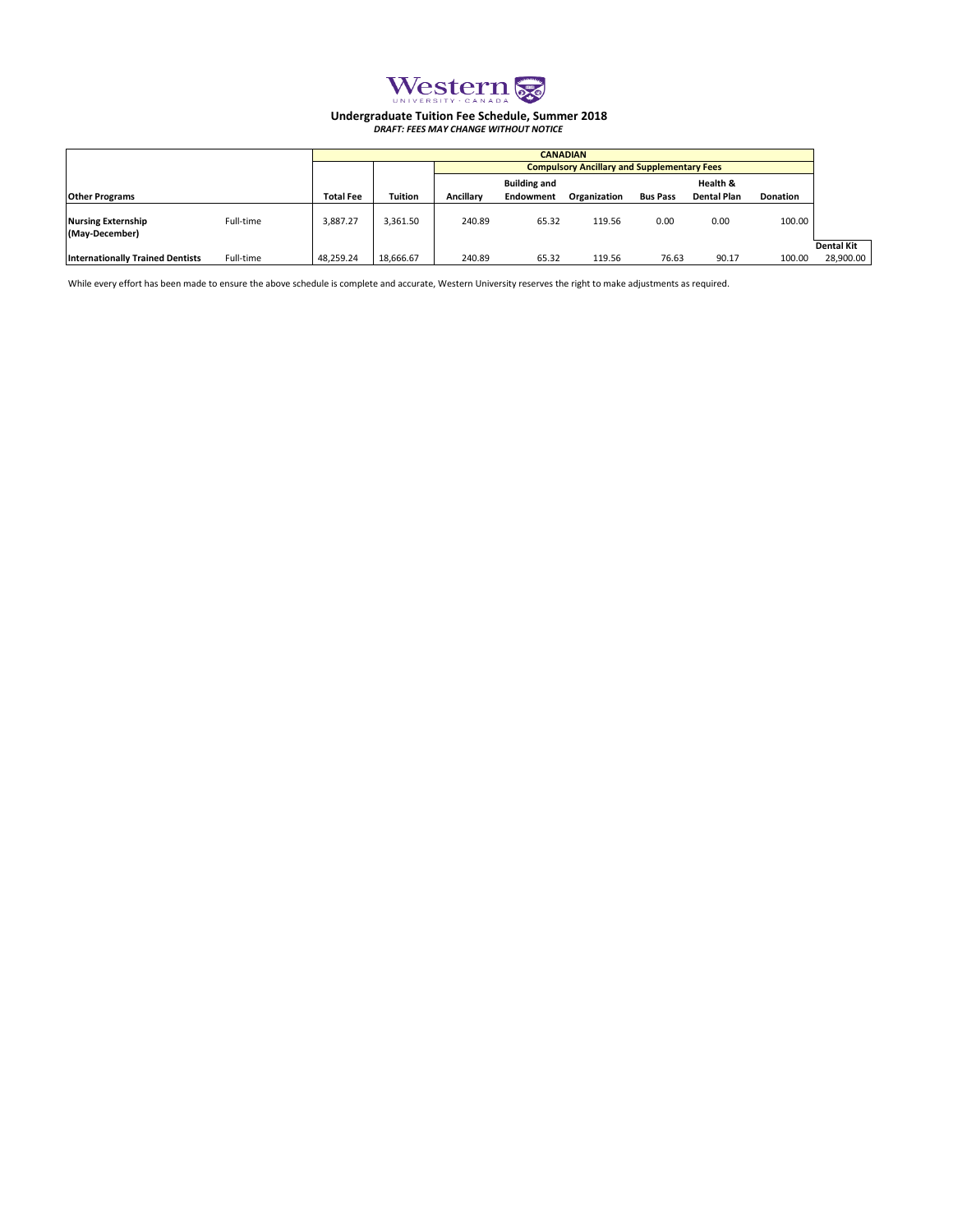Western UNIVERSITY · CANADA

## Undergraduate Tuition Fee Schedule, Summer 2018

***DRAFT: FEES MAY CHANGE WITHOUT NOTICE***

| | | CANADIAN | | | | | | | | |
|---|---|---|---|---|---|---|---|---|---|---|
| | | | | Compulsory Ancillary and Supplementary Fees | | | | | | |
| **Other Programs** | | **Total Fee** | **Tuition** | **Ancillary** | **Building and Endowment** | **Organization** | **Bus Pass** | **Health & Dental Plan** | **Donation** | **Dental Kit** |
| **Nursing Externship (May-December)** | Full-time | 3,887.27 | 3,361.50 | 240.89 | 65.32 | 119.56 | 0.00 | 0.00 | 100.00 | |
| **Internationally Trained Dentists** | Full-time | 48,259.24 | 18,666.67 | 240.89 | 65.32 | 119.56 | 76.63 | 90.17 | 100.00 | 28,900.00 |

While every effort has been made to ensure the above schedule is complete and accurate, Western University reserves the right to make adjustments as required.